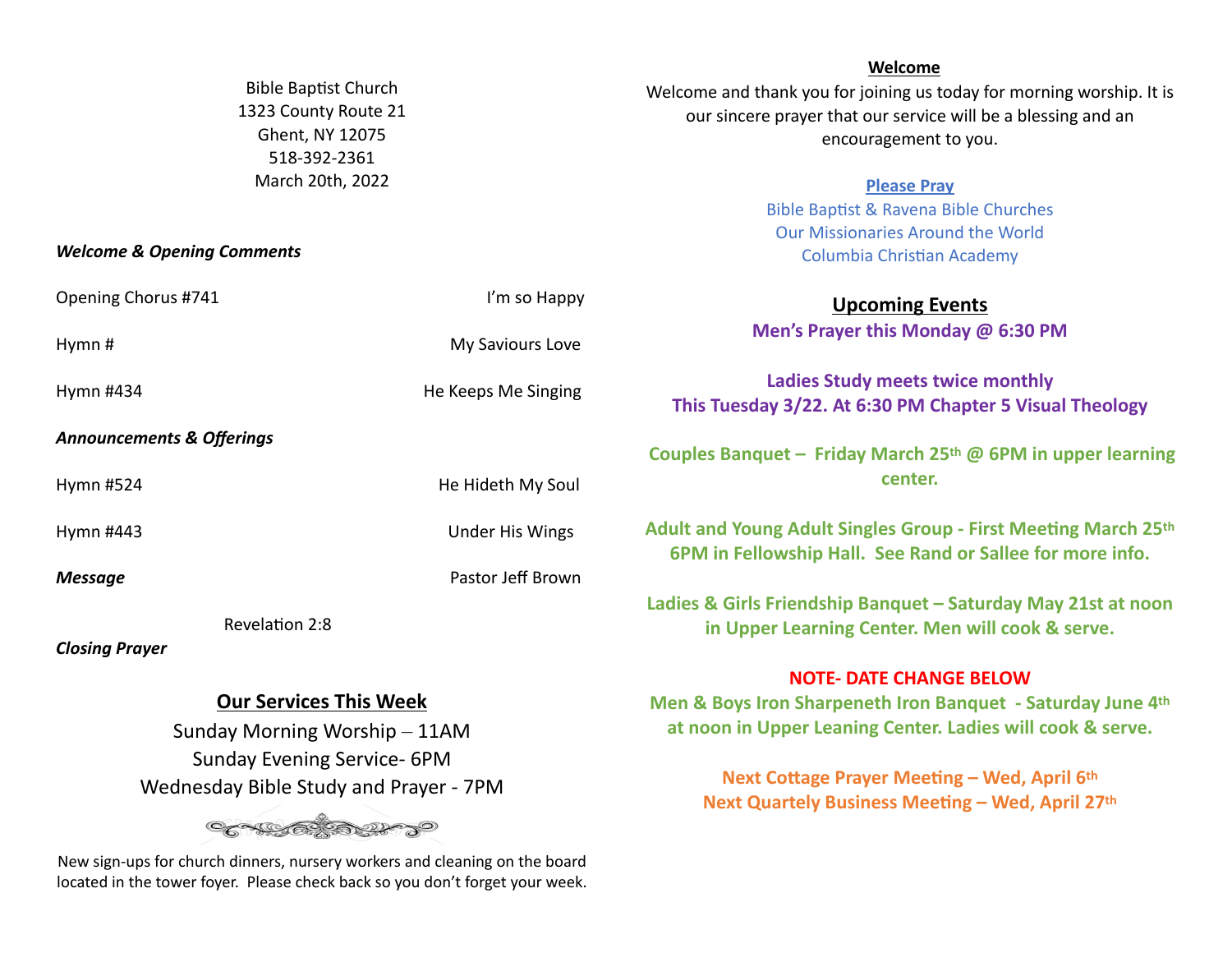Bible Baptist Church
1323 County Route 21
Ghent, NY 12075
518-392-2361
March 20th, 2022

***Welcome & Opening Comments***

| | |
|---|---|
| Opening Chorus #741 | I'm so Happy |
| Hymn # | My Saviours Love |
| Hymn #434 | He Keeps Me Singing |

***Announcements & Offerings***

| | |
|---|---|
| Hymn #524 | He Hideth My Soul |
| Hymn #443 | Under His Wings |
| ***Message*** | Pastor Jeff Brown |

Revelation 2:8

***Closing Prayer***

## Our Services This Week

Sunday Morning Worship – 11AM
Sunday Evening Service- 6PM
Wednesday Bible Study and Prayer - 7PM

New sign-ups for church dinners, nursery workers and cleaning on the board located in the tower foyer. Please check back so you don't forget your week.

## Welcome

Welcome and thank you for joining us today for morning worship. It is our sincere prayer that our service will be a blessing and an encouragement to you.

### Please Pray

Bible Baptist & Ravena Bible Churches
Our Missionaries Around the World
Columbia Christian Academy

## Upcoming Events

**Men's Prayer this Monday @ 6:30 PM**

**Ladies Study meets twice monthly**
**This Tuesday 3/22. At 6:30 PM Chapter 5 Visual Theology**

**Couples Banquet – Friday March 25th @ 6PM in upper learning center.**

**Adult and Young Adult Singles Group - First Meeting March 25th 6PM in Fellowship Hall. See Rand or Sallee for more info.**

**Ladies & Girls Friendship Banquet – Saturday May 21st at noon in Upper Learning Center. Men will cook & serve.**

**NOTE- DATE CHANGE BELOW**

**Men & Boys Iron Sharpeneth Iron Banquet - Saturday June 4th at noon in Upper Leaning Center. Ladies will cook & serve.**

**Next Cottage Prayer Meeting – Wed, April 6th**
**Next Quartely Business Meeting – Wed, April 27th**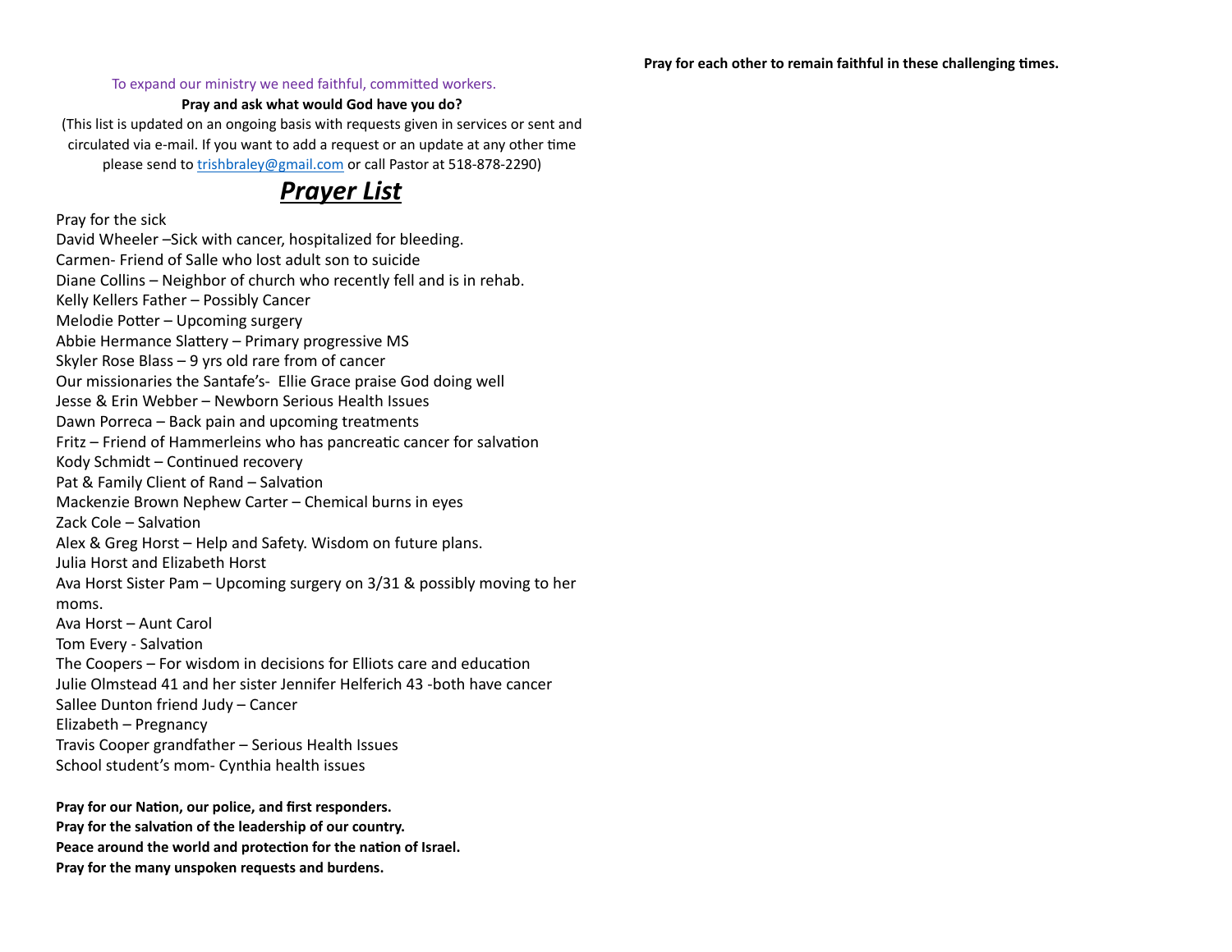To expand our ministry we need faithful, committed workers.

**Pray and ask what would God have you do?**

(This list is updated on an ongoing basis with requests given in services or sent and circulated via e-mail. If you want to add a request or an update at any other time please send to trishbraley@gmail.com or call Pastor at 518-878-2290)

# ***Prayer List***

Pray for the sick

David Wheeler –Sick with cancer, hospitalized for bleeding.

Carmen- Friend of Salle who lost adult son to suicide

Diane Collins – Neighbor of church who recently fell and is in rehab.

Kelly Kellers Father – Possibly Cancer

Melodie Potter – Upcoming surgery

Abbie Hermance Slattery – Primary progressive MS

Skyler Rose Blass – 9 yrs old rare from of cancer

Our missionaries the Santafe's- Ellie Grace praise God doing well

Jesse & Erin Webber – Newborn Serious Health Issues

Dawn Porreca – Back pain and upcoming treatments

Fritz – Friend of Hammerleins who has pancreatic cancer for salvation

Kody Schmidt – Continued recovery

Pat & Family Client of Rand – Salvation

Mackenzie Brown Nephew Carter – Chemical burns in eyes

Zack Cole – Salvation

Alex & Greg Horst – Help and Safety. Wisdom on future plans.

Julia Horst and Elizabeth Horst

Ava Horst Sister Pam – Upcoming surgery on 3/31 & possibly moving to her moms.

Ava Horst – Aunt Carol

Tom Every - Salvation

The Coopers – For wisdom in decisions for Elliots care and education

Julie Olmstead 41 and her sister Jennifer Helferich 43 -both have cancer

Sallee Dunton friend Judy – Cancer

Elizabeth – Pregnancy

Travis Cooper grandfather – Serious Health Issues

School student's mom- Cynthia health issues

**Pray for our Nation, our police, and first responders.**
**Pray for the salvation of the leadership of our country.**
**Peace around the world and protection for the nation of Israel.**
**Pray for the many unspoken requests and burdens.**

**Pray for each other to remain faithful in these challenging times.**